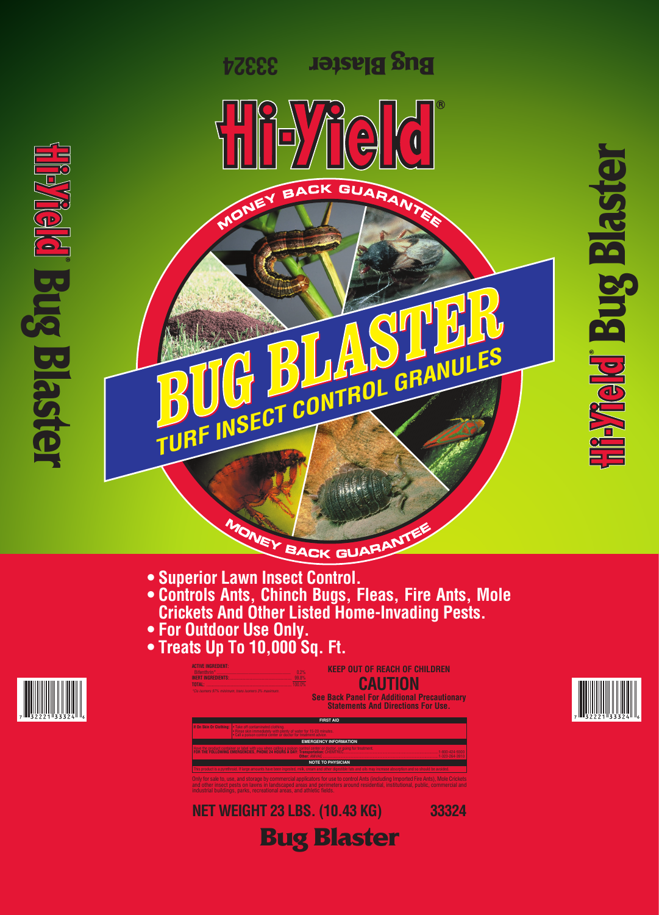# Hi-Yield®

**MONEY BACK GUARANTEE**

# BUG BLASTER

## TURF INSECT CONTROL GRANULES

- **Superior Lawn Insect Control.**
- **Controls Ants, Chinch Bugs, Fleas, Fire Ants, Mole Crickets And Other Listed Home-Invading Pests.**
- **For Outdoor Use Only.**
- **Treats Up To 10,000 Sq. Ft.**

| ACTIVE INGREDIENT: | |
|---|---|
| Bifenthrin* | 0.2% |
| INERT INGREDIENTS: | 99.8% |
| TOTAL: | 100.0% |

*Cis isomers 97% minimum, trans isomers 3% maximum

**KEEP OUT OF REACH OF CHILDREN**

**CAUTION**

**See Back Panel For Additional Precautionary Statements And Directions For Use.**

| FIRST AID | |
|---|---|
| If On Skin Or Clothing: | • Take off contaminated clothing. • Rinse skin immediately with plenty of water for 15-20 minutes. • Call a poison control center or doctor for treatment advice. |

**EMERGENCY INFORMATION**

Have the product container or label with you when calling a poison control center or doctor, or going for treatment.
FOR THE FOLLOWING EMERGENCIES, PHONE 24 HOURS A DAY: Transportation: CHEMTREC ........ 1-800-424-9300
Other: AMVAC ........ 1-323-264-3910

**NOTE TO PHYSICIAN**

This product is a pyrethroid. If large amounts have been ingested, milk, cream and other digestible fats and oils may increase absorption and so should be avoided.

Only for sale to, use, and storage by commercial applicators for use to control Ants (including Imported Fire Ants), Mole Crickets and other insect pests on lawns in landscaped areas and perimeters around residential, institutional, public, commercial and industrial buildings, parks, recreational areas, and athletic fields.

**NET WEIGHT 23 LBS. (10.43 KG)** **33324**

**Bug Blaster**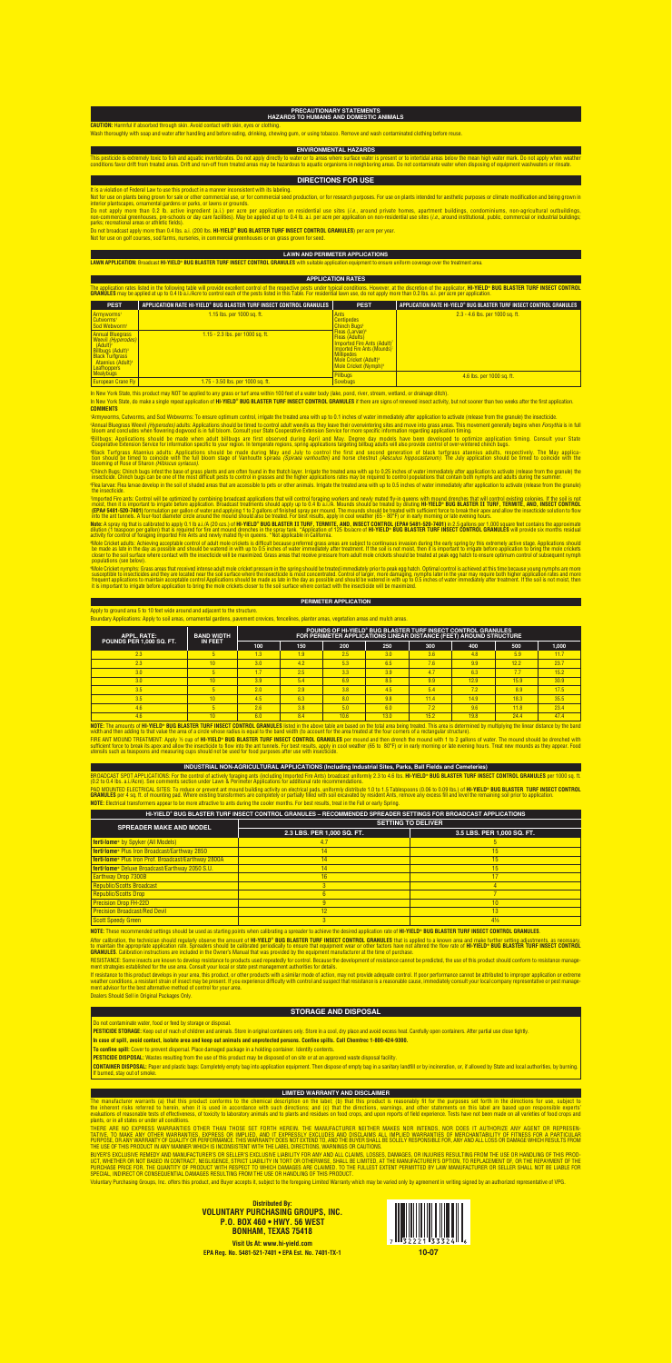## PRECAUTIONARY STATEMENTS
## HAZARDS TO HUMANS AND DOMESTIC ANIMALS

**CAUTION:** Harmful if absorbed through skin. Avoid contact with skin, eyes or clothing.

Wash thoroughly with soap and water after handling and before eating, drinking, chewing gum, or using tobacco. Remove and wash contaminated clothing before reuse.

## ENVIRONMENTAL HAZARDS

This pesticide is extremely toxic to fish and aquatic invertebrates. Do not apply directly to water or to areas where surface water is present or to intertidal areas below the mean high water mark. Do not apply when weather conditions favor drift from treated areas. Drift and run-off from treated areas may be hazardous to aquatic organisms in neighboring areas. Do not contaminate water when disposing of equipment washwaters or rinsate.

## DIRECTIONS FOR USE

It is a violation of Federal Law to use this product in a manner inconsistent with its labeling.

Not for use on plants being grown for sale or other commercial use, or for commercial seed production, or for research purposes. For use on plants intended for aesthetic purposes or climate modification and being grown in interior plantscapes, ornamental gardens or parks, or lawns or grounds.

Do not apply more than 0.2 lb. active ingredient (a.i.) per acre per application on residential use sites (i.e., around private homes, apartment buildings, condominiums, non-agricultural outbuildings, non-commercial greenhouses, pre-schools or day care facilities). May be applied at up to 0.4 lb. a.i. per acre per application on non-residential use sites (i.e., around institutional, public, commercial or industrial buildings; parks; recreational areas or athletic fields).

Do not broadcast apply more than 0.4 lbs. a.i. (200 lbs. **HI-YIELD® BUG BLASTER TURF INSECT CONTROL GRANULES**) per acre per year.

Not for use on golf courses, sod farms, nurseries, in commercial greenhouses or on grass grown for seed.

## LAWN AND PERIMETER APPLICATIONS

**LAWN APPLICATION:** Broadcast **HI-YIELD® BUG BLASTER TURF INSECT CONTROL GRANULES** with suitable application equipment to ensure uniform coverage over the treatment area.

## APPLICATION RATES

The application rates listed in the following table will provide excellent control of the respective pests under typical conditions. However, at the discretion of the applicator, **HI-YIELD® BUG BLASTER TURF INSECT CONTROL GRANULES** may be applied at up to 0.4 lb a.i./Acre to control each of the pests listed in this Table. For residential lawn use, do not apply more than 0.2 lbs. a.i. per acre per application.

| PEST | APPLICATION RATE HI-YIELD® BUG BLASTER TURF INSECT CONTROL GRANULES | PEST | APPLICATION RATE HI-YIELD® BUG BLASTER TURF INSECT CONTROL GRANULES |
|---|---|---|---|
| Armyworms[1] Cutworms[1] Sod Webworm[1] | 1.15 lbs. per 1000 sq. ft. | Ants Centipedes Chinch Bugs[4] Fleas (Larvae)[5] Fleas (Adults) Imported Fire Ants (Adult)[6] Imported Fire Ants (Mounds)[6] Millipedes Mole Cricket (Adult)[7] Mole Cricket (Nymph)[8] | 2.3 - 4.6 lbs. per 1000 sq. ft. |
| Annual Bluegrass Weevil (Hyperodes)[2] (Adult) Billbugs (Adult)[3] Black Turfgrass Ataenius (Adult)[3] Leafhoppers Mealybugs | 1.15 - 2.3 lbs. per 1000 sq. ft. | | |
| European Crane Fly | 1.75 - 3.50 lbs. per 1000 sq. ft. | Pillbugs Sowbugs | 4.6 lbs. per 1000 sq. ft. |

In New York State, this product may NOT be applied to any grass or turf area within 100 feet of a water body (lake, pond, river, stream, wetland, or drainage ditch).

In New York State, do make a single repeat application of **HI-YIELD® BUG BLASTER TURF INSECT CONTROL GRANULES** if there are signs of renewed insect activity, but not sooner than two weeks after the first application.

**COMMENTS**

[1]Armyworms, Cutworms, and Sod Webworms: To ensure optimum control, irrigate the treated area with up to 0.1 inches of water immediately after application to activate (release from the granule) the insecticide.

[2]Annual Bluegrass Weevil (Hyperodes) adults: Applications should be timed to control adult weevils as they leave their overwintering sites and move into grass areas. This movement generally begins when Forsythia is in full bloom and concludes when flowering dogwood is in full bloom. Consult your State Cooperative Extension Service for more specific information regarding application timing.

[3]Billbugs: Applications should be made when adult billbugs are first observed during April and May. Degree day models have been developed to optimize application timing. Consult your State Cooperative Extension Service for information specific to your region. In temperate regions, spring applications targeting billbug adults will also provide control of over-wintered chinch bugs.

[3]Black Turfgrass Ataenius adults: Applications should be made during May and July to control the first and second generation of black turfgrass ataenius adults, respectively. The May application should be timed to coincide with the full bloom stage of Vanhoutte spiraea (Spiraea vanhouttei) and horse chestnut (Aesculus hippocastanum). The July application should be timed to coincide with the blooming of Rose of Sharon (Hibiscus syriacus).

[4]Chinch Bugs: Chinch bugs infest the base of grass plants and are often found in the thatch layer. Irrigate the treated area with up to 0.25 inches of water immediately after application to activate (release from the granule) the insecticide. Chinch bugs can be one of the most difficult pests to control in grasses and the higher application rates may be required to control populations that contain both nymphs and adults during the summer.

[5]Flea larvae: Flea larvae develop in the soil of shaded areas that are accessible to pets or other animals. Irrigate the treated area with up to 0.5 inches of water immediately after application to activate (release from the granule) the insecticide.

[6]Imported Fire Ants: Control will be optimized by combining broadcast applications that will control foraging workers and newly mated fly-in queens with mound drenches that will control existing colonies. If the soil is not moist, then it is important to irrigate before application. Broadcast treatments should apply up to 0.4 lb a.i./A. Mounds should be treated by diluting **HI-YIELD® BUG BLASTER II TURF, TERMITE, AND, INSECT CONTROL (EPA# 5481-521-7401)** formulation per gallon of water and applying 1 to 2 gallons of finished spray per mound. The mounds should be treated with sufficient force to break their apex and allow the insecticide solution to flow into the ant tunnels. A four-foot diameter circle around the mound should also be treated. For best results, apply in cool weather (65 - 80°F) or in early morning or late evening hours.

**Note:** A spray rig that is calibrated to apply 0.1 lb a.i./A (20 a.o.) of **HI-YIELD® BUG BLASTER II TURF, TERMITE, AND, INSECT CONTROL (EPA# 5481-521-7401)** in 2.5 gallons per 1,000 square feet contains the approximate dilution (1 teaspoon per gallon) that is required for fire ant mound drenches in the spray tank. *Application of 125 lbs/acre of **HI-YIELD® BUG BLASTER TURF INSECT CONTROL GRANULES** will provide six months residual activity for control of foraging Imported Fire Ants and newly mated fly-in queens. * Not applicable in California.

[7]Mole Cricket adults: Achieving acceptable control of adult mole crickets is difficult because preferred grass areas are subject to continuous invasion during the early spring by this extremely active stage. Applications should be made as late in the day as possible and should be watered in with up to 0.5 inches of water immediately after treatment. If the soil is not moist, then it is important to irrigate before application to bring the mole crickets closer to the soil surface where contact with the insecticide will be maximized. Grass areas that receive pressure from adult mole crickets should be treated at peak egg hatch to ensure optimum control of subsequent nymph populations (see below).

[8]Mole Cricket nymphs: Grass areas that received intense adult mole cricket pressure in the spring should be treated immediately prior to peak egg hatch. Optimal control is achieved at this time because young nymphs are more susceptible to insecticides and they are located near the soil surface where the insecticide is most concentrated. Control of larger, more damaging, nymphs later in the year may require both higher application rates and more frequent applications to maintain acceptable control. Applications should be made as late in the day as possible and should be watered in with up to 0.5 inches of water immediately after treatment. If the soil is not moist, then it is important to irrigate before application to bring the mole crickets closer to the soil surface where contact with the insecticide will be maximized.

## PERIMETER APPLICATION

Apply to ground area 5 to 10 feet wide around and adjacent to the structure.

Boundary Applications: Apply to soil areas, ornamental gardens, pavement crevices, fencelines, planter areas, vegetation areas and mulch areas.

| APPL. RATE: POUNDS PER 1,000 SQ. FT. | BAND WIDTH IN FEET | POUNDS OF HI-YIELD® BUG BLASTER TURF INSECT CONTROL GRANULES FOR PERIMETER APPLICATIONS LINEAR DISTANCE (FEET) AROUND STRUCTURE | | | | | | |
|---|---|---|---|---|---|---|---|---|
| | | 100 | 150 | 200 | 250 | 300 | 400 | 500 | 1,000 |
| 2.3 | 5 | 1.3 | 1.9 | 2.5 | 3.0 | 3.6 | 4.8 | 5.9 | 11.7 |
| 2.3 | 10 | 3.0 | 4.2 | 5.3 | 6.5 | 7.6 | 9.9 | 12.2 | 23.7 |
| 3.0 | 5 | 1.7 | 2.5 | 3.3 | 3.9 | 4.7 | 6.3 | 7.7 | 15.2 |
| 3.0 | 10 | 3.9 | 5.4 | 6.9 | 8.5 | 9.9 | 12.9 | 15.9 | 30.9 |
| 3.5 | 5 | 2.0 | 2.9 | 3.8 | 4.5 | 5.4 | 7.2 | 8.9 | 17.5 |
| 3.5 | 10 | 4.5 | 6.3 | 8.0 | 9.8 | 11.4 | 14.9 | 18.3 | 35.5 |
| 4.6 | 5 | 2.6 | 3.8 | 5.0 | 6.0 | 7.2 | 9.6 | 11.8 | 23.4 |
| 4.6 | 10 | 6.0 | 8.4 | 10.6 | 13.0 | 15.2 | 19.8 | 24.4 | 47.4 |

**NOTE:** The amounts of **HI-YIELD® BUG BLASTER TURF INSECT CONTROL GRANULES** listed in the above table are based on the total area being treated. This area is determined by multiplying the linear distance by the band width and then adding to that value the area of a circle whose radius is equal to the band width (to account for the area treated at the four corners of a rectangular structure).

FIRE ANT MOUND TREATMENT: Apply ½ cup of **HI-YIELD® BUG BLASTER TURF INSECT CONTROL GRANULES** per mound and then drench the mound with 1 to 2 gallons of water. The mound should be drenched with sufficient force to break its apex and allow the insecticide to flow into the ant tunnels. For best results, apply in cool weather (65 to 80°F) or in early morning or late evening hours. Treat new mounds as they appear. Food utensils such as teaspoons and measuring cups should not be used for food purposes after use with insecticide.

## INDUSTRIAL NON-AGRICULTURAL APPLICATIONS (Including Industrial Sites, Parks, Ball Fields and Cemeteries)

BROADCAST SPOT APPLICATIONS: For the control of actively foraging ants (including Imported Fire Ants) broadcast uniformly 2.3 to 4.6 lbs. **HI-YIELD® BUG BLASTER TURF INSECT CONTROL GRANULES** per 1000 sq. ft. (0.2 to 0.4 lbs. a.i./Acre). See comments section under Lawn & Perimeter Applications for additional rate recommendations.

PAD MOUNTED ELECTRICAL SITES: To reduce or prevent ant mound building activity on electrical pads, uniformly distribute 1.0 to 1.5 Tablespoons (0.06 to 0.09 lbs.) of **HI-YIELD® BUG BLASTER TURF INSECT CONTROL GRANULES** per 4 sq. ft. of mounting pad. Where existing transformers are completely or partially filled with soil excavated by resident Ants, remove any excess fill and level the remaining soil prior to application.

**NOTE:** Electrical transformers appear to be more attractive to ants during the cooler months. For best results, treat in the Fall or early Spring.

| HI-YIELD® BUG BLASTER TURF INSECT CONTROL GRANULES – RECOMMENDED SPREADER SETTINGS FOR BROADCAST APPLICATIONS | | |
|---|---|---|
| SPREADER MAKE AND MODEL | SETTING TO DELIVER | |
| | 2.3 LBS. PER 1,000 SQ. FT. | 3.5 LBS. PER 1,000 SQ. FT. |
| **ferti-lome®** by Spyker (All Models) | 4.7 | 5 |
| **ferti-lome®** Plus Iron Broadcast/Earthway 2850 | 14 | 15 |
| **ferti-lome®** Plus Iron Prof. Broadcast/Earthway 2800A | 14 | 15 |
| **ferti-lome®** Deluxe Broadcast/Earthway 2050 S.U. | 14 | 15 |
| Earthway Drop 7300B | 16 | 17 |
| Republic/Scotts Broadcast | 3 | 4 |
| Republic/Scotts Drop | 6 | 7 |
| Precision Drop FH-22D | 9 | 10 |
| Precision Broadcast/Red Devil | 12 | 13 |
| Scott Speedy Green | 3 | 4½ |

**NOTE:** These recommended settings should be used as starting points when calibrating a spreader to achieve the desired application rate of **HI-YIELD® BUG BLASTER TURF INSECT CONTROL GRANULES**.

After calibration, the technician should regularly observe the amount of **HI-YIELD® BUG BLASTER TURF INSECT CONTROL GRANULES** that is applied to a known area and make further setting adjustments, as necessary, to maintain the appropriate application rate. Spreaders should be calibrated periodically to ensure that equipment wear or other factors have not altered the flow rate of **HI-YIELD® BUG BLASTER TURF INSECT CONTROL GRANULES**. Calibration instructions are included in the Owner's Manual that was provided by the equipment manufacturer at the time of purchase.

RESISTANCE: Some insects are known to develop resistance to products used repeatedly for control. Because the development of resistance cannot be predicted, the use of this product should conform to resistance management strategies established for the use area. Consult your local or state pest management authorities for details.

If resistance to this product develops in your area, this product, or other products with a similar mode of action, may not provide adequate control. If poor performance cannot be attributed to improper application or extreme weather conditions, a resistant strain of insect may be present. If you experience difficulty with control and suspect that resistance is a reasonable cause, immediately consult your local company representative or pest management advisor for the best alternative method of control for your area.

Dealers Should Sell in Original Packages Only.

## STORAGE AND DISPOSAL

Do not contaminate water, food or feed by storage or disposal.

**PESTICIDE STORAGE:** Keep out of reach of children and animals. Store in original containers only. Store in a cool, dry place and avoid excess heat. Carefully open containers. After partial use close tightly.

**In case of spill, avoid contact, isolate area and keep out animals and unprotected persons. Confine spills. Call Chemtrec 1-800-424-9300.**

**To confine spill:** Cover to prevent dispersal. Place damaged package in a holding container. Identify contents.

**PESTICIDE DISPOSAL:** Wastes resulting from the use of this product may be disposed of on site or at an approved waste disposal facility.

**CONTAINER DISPOSAL:** Paper and plastic bags: Completely empty bag into application equipment. Then dispose of empty bag in a sanitary landfill or by incineration, or, if allowed by State and local authorities, by burning. If burned, stay out of smoke.

## LIMITED WARRANTY AND DISCLAIMER

The manufacturer warrants (a) that this product conforms to the chemical description on the label; (b) that this product is reasonably fit for the purposes set forth in the directions for use, subject to the inherent risks referred to herein, when it is used in accordance with such directions; and (c) that the directions, warnings, and other statements on this label are based upon responsible experts' evaluations of reasonable tests of effectiveness, of toxicity to laboratory animals and to plants and residues on food crops, and upon reports of field experience. Tests have not been made on all varieties of food crops and plants, or in all states or under all conditions.

THERE ARE NO EXPRESS WARRANTIES OTHER THAN THOSE SET FORTH HEREIN. THE MANUFACTURER NEITHER MAKES NOR INTENDS, NOR DOES IT AUTHORIZE ANY AGENT OR REPRESENTATIVE, TO MAKE ANY OTHER WARRANTIES, EXPRESS OR IMPLIED, AND IT EXPRESSLY EXCLUDES AND DISCLAIMS ALL IMPLIED WARRANTIES OF MERCHANTABILITY OF FITNESS FOR A PARTICULAR PURPOSE, OR ANY WARRANTY OF QUALITY OR PERFORMANCE. THIS WARRANTY DOES NOT EXTEND TO, AND THE BUYER SHALL BE SOLELY RESPONSIBLE FOR, ANY AND ALL LOSS OR DAMAGE WHICH RESULTS FROM THE USE OF THIS PRODUCT IN ANY MANNER WHICH IS INCONSISTENT WITH THE LABEL DIRECTIONS, WARNINGS OR CAUTIONS.

BUYER'S EXCLUSIVE REMEDY AND MANUFACTURER'S OR SELLER'S EXCLUSIVE LIABILITY FOR ANY AND ALL CLAIMS, LOSSES, DAMAGES, OR INJURIES RESULTING FROM THE USE OR HANDLING OF THIS PRODUCT, WHETHER OR NOT BASED IN CONTRACT, NEGLIGENCE, STRICT LIABILITY IN TORT OR OTHERWISE, SHALL BE LIMITED, AT THE MANUFACTURER'S OPTION, TO REPLACEMENT OF, OR THE REPAYMENT OF THE PURCHASE PRICE FOR, THE QUANTITY OF PRODUCT WITH RESPECT TO WHICH DAMAGES ARE CLAIMED. TO THE FULLEST EXTENT PERMITTED BY LAW MANUFACTURER OR SELLER SHALL NOT BE LIABLE FOR SPECIAL, INDIRECT OR CONSEQUENTIAL DAMAGES RESULTING FROM THE USE OR HANDLING OF THIS PRODUCT.

Voluntary Purchasing Groups, Inc. offers this product, and Buyer accepts it, subject to the foregoing Limited Warranty which may be varied only by agreement in writing signed by an authorized representative of VPG.

**Distributed By:**
**VOLUNTARY PURCHASING GROUPS, INC.**
**P.O. BOX 460 • HWY. 56 WEST**
**BONHAM, TEXAS 75418**

**Visit Us At: www.hi-yield.com**
**EPA Reg. No. 5481-521-7401 • EPA Est. No. 7401-TX-1**

7 32221 33324 6

10-07